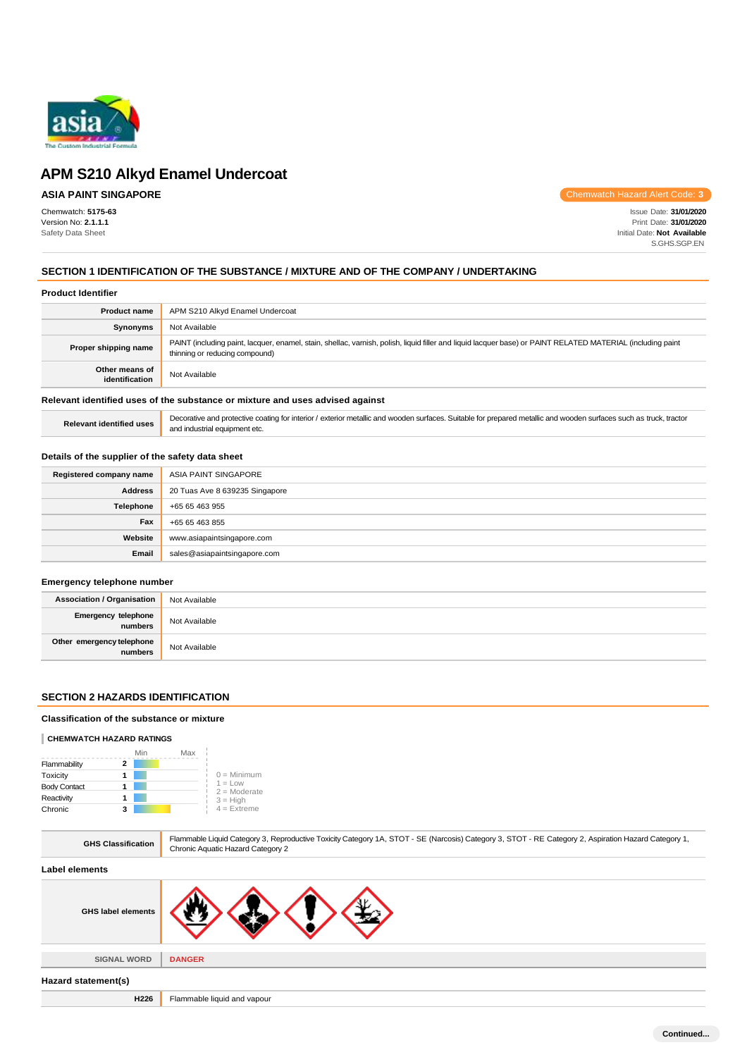# APM S210 Alkyd Enamel Undercoat

**ASIA PAINT SINGAPORE**

Chemwatch Hazard Alert Code: **3**

Chemwatch: **5175-63**
Version No: **2.1.1.1**
Safety Data Sheet

Issue Date: **31/01/2020**
Print Date: **31/01/2020**
Initial Date: **Not Available**
S.GHS.SGP.EN

## SECTION 1 IDENTIFICATION OF THE SUBSTANCE / MIXTURE AND OF THE COMPANY / UNDERTAKING

### Product Identifier

| | |
|---|---|
| **Product name** | APM S210 Alkyd Enamel Undercoat |
| **Synonyms** | Not Available |
| **Proper shipping name** | PAINT (including paint, lacquer, enamel, stain, shellac, varnish, polish, liquid filler and liquid lacquer base) or PAINT RELATED MATERIAL (including paint thinning or reducing compound) |
| **Other means of identification** | Not Available |

### Relevant identified uses of the substance or mixture and uses advised against

| | |
|---|---|
| **Relevant identified uses** | Decorative and protective coating for interior / exterior metallic and wooden surfaces. Suitable for prepared metallic and wooden surfaces such as truck, tractor and industrial equipment etc. |

### Details of the supplier of the safety data sheet

| | |
|---|---|
| **Registered company name** | ASIA PAINT SINGAPORE |
| **Address** | 20 Tuas Ave 8 639235 Singapore |
| **Telephone** | +65 65 463 955 |
| **Fax** | +65 65 463 855 |
| **Website** | www.asiapaintsingapore.com |
| **Email** | sales@asiapaintsingapore.com |

### Emergency telephone number

| | |
|---|---|
| **Association / Organisation** | Not Available |
| **Emergency telephone numbers** | Not Available |
| **Other emergency telephone numbers** | Not Available |

## SECTION 2 HAZARDS IDENTIFICATION

### Classification of the substance or mixture

**CHEMWATCH HAZARD RATINGS**

| | Rating |
|---|---|
| Flammability | 2 |
| Toxicity | 1 |
| Body Contact | 1 |
| Reactivity | 1 |
| Chronic | 3 |

0 = Minimum
1 = Low
2 = Moderate
3 = High
4 = Extreme

| | |
|---|---|
| **GHS Classification** | Flammable Liquid Category 3, Reproductive Toxicity Category 1A, STOT - SE (Narcosis) Category 3, STOT - RE Category 2, Aspiration Hazard Category 1, Chronic Aquatic Hazard Category 2 |

### Label elements

| | |
|---|---|
| **GHS label elements** | |
| **SIGNAL WORD** | **DANGER** |

### Hazard statement(s)

| | |
|---|---|
| **H226** | Flammable liquid and vapour |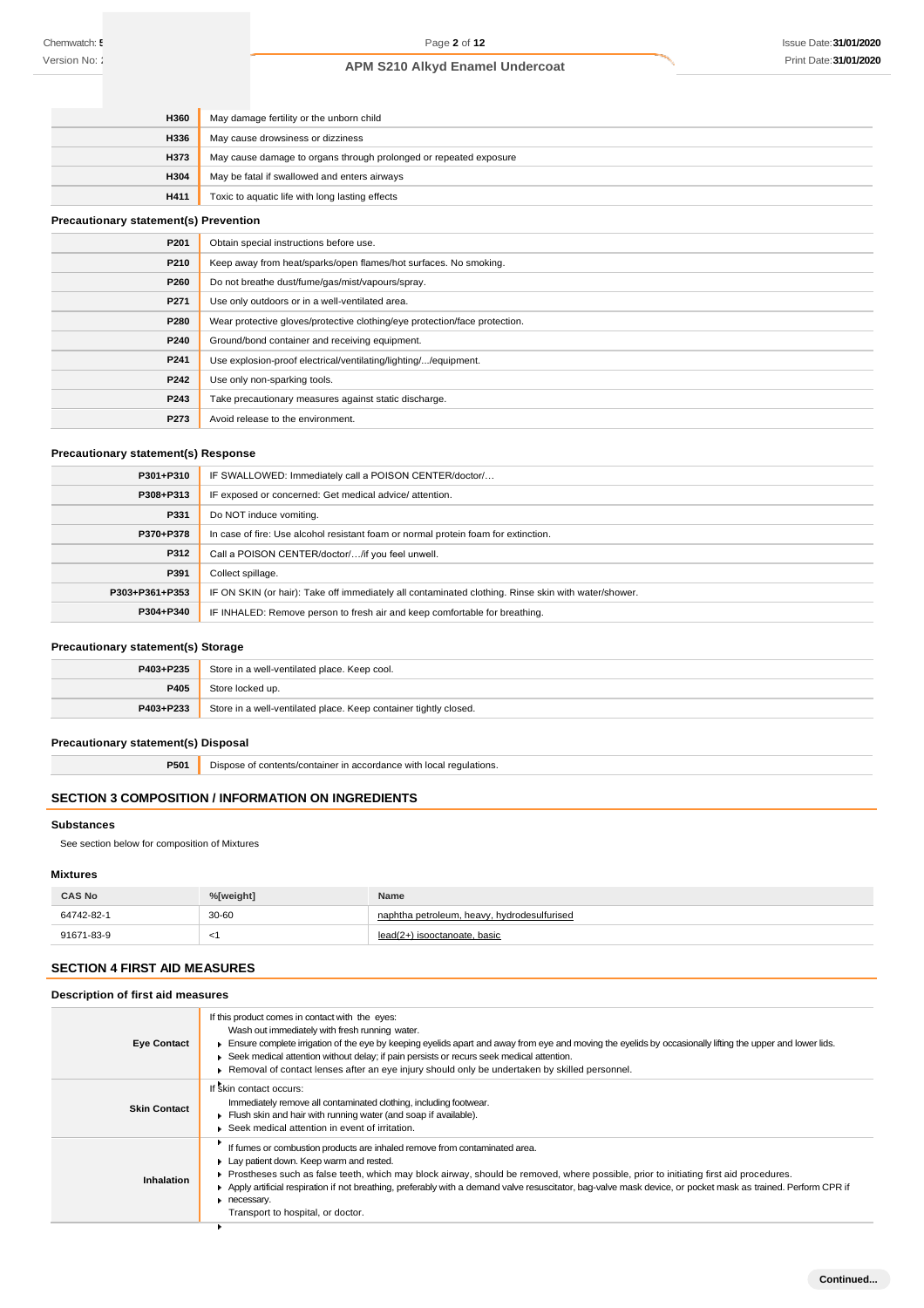| | |
|---|---|
| H360 | May damage fertility or the unborn child |
| H336 | May cause drowsiness or dizziness |
| H373 | May cause damage to organs through prolonged or repeated exposure |
| H304 | May be fatal if swallowed and enters airways |
| H411 | Toxic to aquatic life with long lasting effects |

### Precautionary statement(s) Prevention

| | |
|---|---|
| P201 | Obtain special instructions before use. |
| P210 | Keep away from heat/sparks/open flames/hot surfaces. No smoking. |
| P260 | Do not breathe dust/fume/gas/mist/vapours/spray. |
| P271 | Use only outdoors or in a well-ventilated area. |
| P280 | Wear protective gloves/protective clothing/eye protection/face protection. |
| P240 | Ground/bond container and receiving equipment. |
| P241 | Use explosion-proof electrical/ventilating/lighting/.../equipment. |
| P242 | Use only non-sparking tools. |
| P243 | Take precautionary measures against static discharge. |
| P273 | Avoid release to the environment. |

### Precautionary statement(s) Response

| | |
|---|---|
| P301+P310 | IF SWALLOWED: Immediately call a POISON CENTER/doctor/… |
| P308+P313 | IF exposed or concerned: Get medical advice/ attention. |
| P331 | Do NOT induce vomiting. |
| P370+P378 | In case of fire: Use alcohol resistant foam or normal protein foam for extinction. |
| P312 | Call a POISON CENTER/doctor/…/if you feel unwell. |
| P391 | Collect spillage. |
| P303+P361+P353 | IF ON SKIN (or hair): Take off immediately all contaminated clothing. Rinse skin with water/shower. |
| P304+P340 | IF INHALED: Remove person to fresh air and keep comfortable for breathing. |

### Precautionary statement(s) Storage

| | |
|---|---|
| P403+P235 | Store in a well-ventilated place. Keep cool. |
| P405 | Store locked up. |
| P403+P233 | Store in a well-ventilated place. Keep container tightly closed. |

### Precautionary statement(s) Disposal

| | |
|---|---|
| P501 | Dispose of contents/container in accordance with local regulations. |

## SECTION 3 COMPOSITION / INFORMATION ON INGREDIENTS

### Substances

See section below for composition of Mixtures

### Mixtures

| CAS No | %[weight] | Name |
|---|---|---|
| 64742-82-1 | 30-60 | naphtha petroleum, heavy, hydrodesulfurised |
| 91671-83-9 | <1 | lead(2+) isooctanoate, basic |

## SECTION 4 FIRST AID MEASURES

### Description of first aid measures

| | |
|---|---|
| Eye Contact | If this product comes in contact with the eyes:<br>Wash out immediately with fresh running water.<br>▶ Ensure complete irrigation of the eye by keeping eyelids apart and away from eye and moving the eyelids by occasionally lifting the upper and lower lids.<br>▶ Seek medical attention without delay; if pain persists or recurs seek medical attention.<br>▶ Removal of contact lenses after an eye injury should only be undertaken by skilled personnel. |
| Skin Contact | If skin contact occurs:<br>Immediately remove all contaminated clothing, including footwear.<br>▶ Flush skin and hair with running water (and soap if available).<br>▶ Seek medical attention in event of irritation. |
| Inhalation | ▶ If fumes or combustion products are inhaled remove from contaminated area.<br>▶ Lay patient down. Keep warm and rested.<br>▶ Prostheses such as false teeth, which may block airway, should be removed, where possible, prior to initiating first aid procedures.<br>▶ Apply artificial respiration if not breathing, preferably with a demand valve resuscitator, bag-valve mask device, or pocket mask as trained. Perform CPR if necessary.<br>▶ Transport to hospital, or doctor. |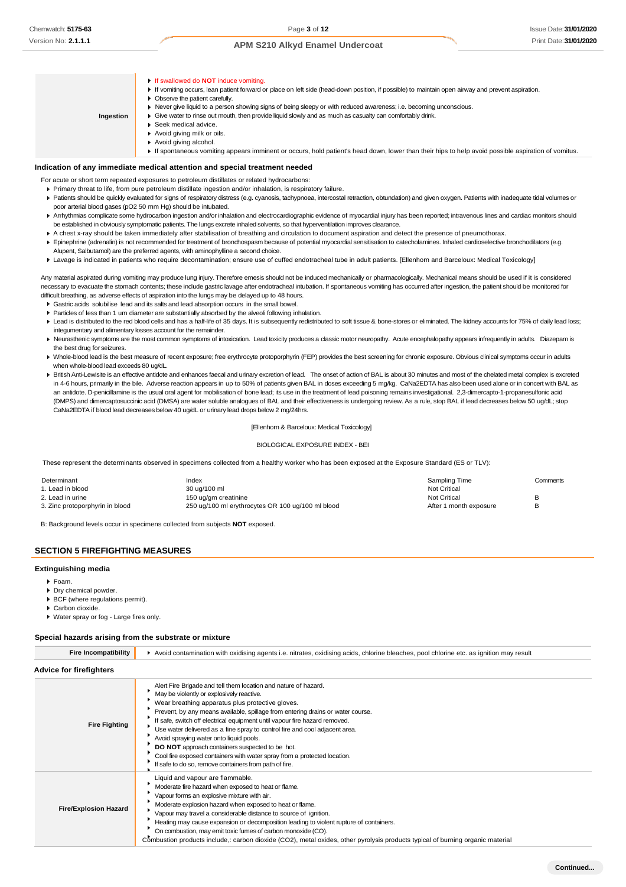| | |
|---|---|
| **Ingestion** | If swallowed do **NOT** induce vomiting.<br>If vomiting occurs, lean patient forward or place on left side (head-down position, if possible) to maintain open airway and prevent aspiration.<br>Observe the patient carefully.<br>Never give liquid to a person showing signs of being sleepy or with reduced awareness; i.e. becoming unconscious.<br>Give water to rinse out mouth, then provide liquid slowly and as much as casualty can comfortably drink.<br>Seek medical advice.<br>Avoid giving milk or oils.<br>Avoid giving alcohol.<br>If spontaneous vomiting appears imminent or occurs, hold patient's head down, lower than their hips to help avoid possible aspiration of vomitus. |

### Indication of any immediate medical attention and special treatment needed

For acute or short term repeated exposures to petroleum distillates or related hydrocarbons:

- Primary threat to life, from pure petroleum distillate ingestion and/or inhalation, is respiratory failure.
- Patients should be quickly evaluated for signs of respiratory distress (e.g. cyanosis, tachypnoea, intercostal retraction, obtundation) and given oxygen. Patients with inadequate tidal volumes or poor arterial blood gases (pO2 50 mm Hg) should be intubated.
- Arrhythmias complicate some hydrocarbon ingestion and/or inhalation and electrocardiographic evidence of myocardial injury has been reported; intravenous lines and cardiac monitors should be established in obviously symptomatic patients. The lungs excrete inhaled solvents, so that hyperventilation improves clearance.
- A chest x-ray should be taken immediately after stabilisation of breathing and circulation to document aspiration and detect the presence of pneumothorax.
- Epinephrine (adrenalin) is not recommended for treatment of bronchospasm because of potential myocardial sensitisation to catecholamines. Inhaled cardioselective bronchodilators (e.g. Alupent, Salbutamol) are the preferred agents, with aminophylline a second choice.
- Lavage is indicated in patients who require decontamination; ensure use of cuffed endotracheal tube in adult patients. [Ellenhorn and Barceloux: Medical Toxicology]

Any material aspirated during vomiting may produce lung injury. Therefore emesis should not be induced mechanically or pharmacologically. Mechanical means should be used if it is considered necessary to evacuate the stomach contents; these include gastric lavage after endotracheal intubation. If spontaneous vomiting has occurred after ingestion, the patient should be monitored for difficult breathing, as adverse effects of aspiration into the lungs may be delayed up to 48 hours.

- Gastric acids solubilise lead and its salts and lead absorption occurs in the small bowel.
- Particles of less than 1 um diameter are substantially absorbed by the alveoli following inhalation.
- Lead is distributed to the red blood cells and has a half-life of 35 days. It is subsequently redistributed to soft tissue & bone-stores or eliminated. The kidney accounts for 75% of daily lead loss; integumentary and alimentary losses account for the remainder.
- Neurasthenic symptoms are the most common symptoms of intoxication. Lead toxicity produces a classic motor neuropathy. Acute encephalopathy appears infrequently in adults. Diazepam is the best drug for seizures.
- Whole-blood lead is the best measure of recent exposure; free erythrocyte protoporphyrin (FEP) provides the best screening for chronic exposure. Obvious clinical symptoms occur in adults when whole-blood lead exceeds 80 ug/dL.
- British Anti-Lewisite is an effective antidote and enhances faecal and urinary excretion of lead. The onset of action of BAL is about 30 minutes and most of the chelated metal complex is excreted in 4-6 hours, primarily in the bile. Adverse reaction appears in up to 50% of patients given BAL in doses exceeding 5 mg/kg. CaNa2EDTA has also been used alone or in concert with BAL as an antidote. D-penicillamine is the usual oral agent for mobilisation of bone lead; its use in the treatment of lead poisoning remains investigational. 2,3-dimercapto-1-propanesulfonic acid (DMPS) and dimercaptosuccinic acid (DMSA) are water soluble analogues of BAL and their effectiveness is undergoing review. As a rule, stop BAL if lead decreases below 50 ug/dL; stop CaNa2EDTA if blood lead decreases below 40 ug/dL or urinary lead drops below 2 mg/24hrs.

[Ellenhorn & Barceloux: Medical Toxicology]

BIOLOGICAL EXPOSURE INDEX - BEI

These represent the determinants observed in specimens collected from a healthy worker who has been exposed at the Exposure Standard (ES or TLV):

| Determinant | Index | Sampling Time | Comments |
|---|---|---|---|
| 1. Lead in blood | 30 ug/100 ml | Not Critical | |
| 2. Lead in urine | 150 ug/gm creatinine | Not Critical | B |
| 3. Zinc protoporphyrin in blood | 250 ug/100 ml erythrocytes OR 100 ug/100 ml blood | After 1 month exposure | B |

B: Background levels occur in specimens collected from subjects **NOT** exposed.

## SECTION 5 FIREFIGHTING MEASURES

### Extinguishing media

- Foam.
- Dry chemical powder.
- BCF (where regulations permit).
- Carbon dioxide.
- Water spray or fog - Large fires only.

### Special hazards arising from the substrate or mixture

| | |
|---|---|
| **Fire Incompatibility** | Avoid contamination with oxidising agents i.e. nitrates, oxidising acids, chlorine bleaches, pool chlorine etc. as ignition may result |

### Advice for firefighters

| | |
|---|---|
| **Fire Fighting** | Alert Fire Brigade and tell them location and nature of hazard.<br>May be violently or explosively reactive.<br>Wear breathing apparatus plus protective gloves.<br>Prevent, by any means available, spillage from entering drains or water course.<br>If safe, switch off electrical equipment until vapour fire hazard removed.<br>Use water delivered as a fine spray to control fire and cool adjacent area.<br>Avoid spraying water onto liquid pools.<br>**DO NOT** approach containers suspected to be hot.<br>Cool fire exposed containers with water spray from a protected location.<br>If safe to do so, remove containers from path of fire. |
| **Fire/Explosion Hazard** | Liquid and vapour are flammable.<br>Moderate fire hazard when exposed to heat or flame.<br>Vapour forms an explosive mixture with air.<br>Moderate explosion hazard when exposed to heat or flame.<br>Vapour may travel a considerable distance to source of ignition.<br>Heating may cause expansion or decomposition leading to violent rupture of containers.<br>On combustion, may emit toxic fumes of carbon monoxide (CO).<br>Combustion products include,: carbon dioxide ($CO_2$), metal oxides, other pyrolysis products typical of burning organic material |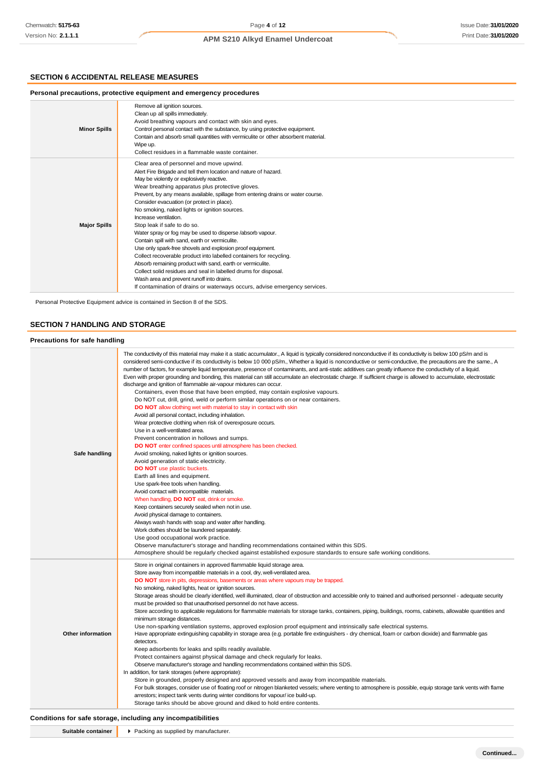## SECTION 6 ACCIDENTAL RELEASE MEASURES

### Personal precautions, protective equipment and emergency procedures

| | |
|---|---|
| **Minor Spills** | Remove all ignition sources.<br>Clean up all spills immediately.<br>Avoid breathing vapours and contact with skin and eyes.<br>Control personal contact with the substance, by using protective equipment.<br>Contain and absorb small quantities with vermiculite or other absorbent material.<br>Wipe up.<br>Collect residues in a flammable waste container. |
| **Major Spills** | Clear area of personnel and move upwind.<br>Alert Fire Brigade and tell them location and nature of hazard.<br>May be violently or explosively reactive.<br>Wear breathing apparatus plus protective gloves.<br>Prevent, by any means available, spillage from entering drains or water course.<br>Consider evacuation (or protect in place).<br>No smoking, naked lights or ignition sources.<br>Increase ventilation.<br>Stop leak if safe to do so.<br>Water spray or fog may be used to disperse /absorb vapour.<br>Contain spill with sand, earth or vermiculite.<br>Use only spark-free shovels and explosion proof equipment.<br>Collect recoverable product into labelled containers for recycling.<br>Absorb remaining product with sand, earth or vermiculite.<br>Collect solid residues and seal in labelled drums for disposal.<br>Wash area and prevent runoff into drains.<br>If contamination of drains or waterways occurs, advise emergency services. |

Personal Protective Equipment advice is contained in Section 8 of the SDS.

## SECTION 7 HANDLING AND STORAGE

### Precautions for safe handling

| | |
|---|---|
| **Safe handling** | The conductivity of this material may make it a static accumulator., A liquid is typically considered nonconductive if its conductivity is below 100 pS/m and is considered semi-conductive if its conductivity is below 10 000 pS/m., Whether a liquid is nonconductive or semi-conductive, the precautions are the same., A number of factors, for example liquid temperature, presence of contaminants, and anti-static additives can greatly influence the conductivity of a liquid. Even with proper grounding and bonding, this material can still accumulate an electrostatic charge. If sufficient charge is allowed to accumulate, electrostatic discharge and ignition of flammable air-vapour mixtures can occur.<br>Containers, even those that have been emptied, may contain explosive vapours.<br>Do NOT cut, drill, grind, weld or perform similar operations on or near containers.<br>**DO NOT** allow clothing wet with material to stay in contact with skin<br>Avoid all personal contact, including inhalation.<br>Wear protective clothing when risk of overexposure occurs.<br>Use in a well-ventilated area.<br>Prevent concentration in hollows and sumps.<br>**DO NOT** enter confined spaces until atmosphere has been checked.<br>Avoid smoking, naked lights or ignition sources.<br>Avoid generation of static electricity.<br>**DO NOT** use plastic buckets.<br>Earth all lines and equipment.<br>Use spark-free tools when handling.<br>Avoid contact with incompatible materials.<br>When handling, **DO NOT** eat, drink or smoke.<br>Keep containers securely sealed when not in use.<br>Avoid physical damage to containers.<br>Always wash hands with soap and water after handling.<br>Work clothes should be laundered separately.<br>Use good occupational work practice.<br>Observe manufacturer's storage and handling recommendations contained within this SDS.<br>Atmosphere should be regularly checked against established exposure standards to ensure safe working conditions. |
| **Other information** | Store in original containers in approved flammable liquid storage area.<br>Store away from incompatible materials in a cool, dry, well-ventilated area.<br>**DO NOT** store in pits, depressions, basements or areas where vapours may be trapped.<br>No smoking, naked lights, heat or ignition sources.<br>Storage areas should be clearly identified, well illuminated, clear of obstruction and accessible only to trained and authorised personnel - adequate security must be provided so that unauthorised personnel do not have access.<br>Store according to applicable regulations for flammable materials for storage tanks, containers, piping, buildings, rooms, cabinets, allowable quantities and minimum storage distances.<br>Use non-sparking ventilation systems, approved explosion proof equipment and intrinsically safe electrical systems.<br>Have appropriate extinguishing capability in storage area (e.g. portable fire extinguishers - dry chemical, foam or carbon dioxide) and flammable gas detectors.<br>Keep adsorbents for leaks and spills readily available.<br>Protect containers against physical damage and check regularly for leaks.<br>Observe manufacturer's storage and handling recommendations contained within this SDS.<br>In addition, for tank storages (where appropriate):<br>Store in grounded, properly designed and approved vessels and away from incompatible materials.<br>For bulk storages, consider use of floating roof or nitrogen blanketed vessels; where venting to atmosphere is possible, equip storage tank vents with flame arrestors; inspect tank vents during winter conditions for vapour/ ice build-up.<br>Storage tanks should be above ground and diked to hold entire contents. |

### Conditions for safe storage, including any incompatibilities

| | |
|---|---|
| **Suitable container** | Packing as supplied by manufacturer. |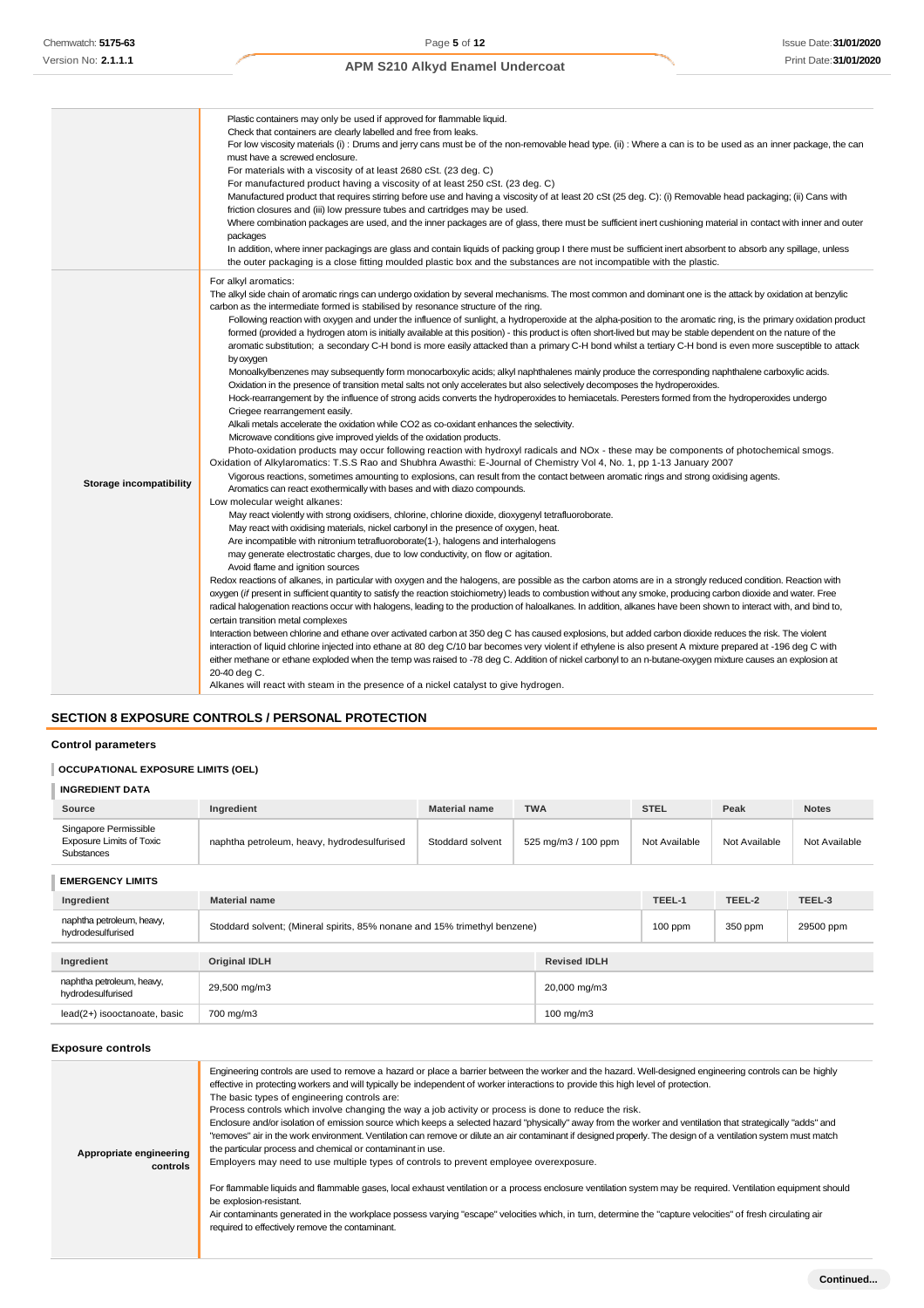| | |
|---|---|
| | Plastic containers may only be used if approved for flammable liquid.<br>Check that containers are clearly labelled and free from leaks.<br>For low viscosity materials (i) : Drums and jerry cans must be of the non-removable head type. (ii) : Where a can is to be used as an inner package, the can must have a screwed enclosure.<br>For materials with a viscosity of at least 2680 cSt. (23 deg. C)<br>For manufactured product having a viscosity of at least 250 cSt. (23 deg. C)<br>Manufactured product that requires stirring before use and having a viscosity of at least 20 cSt (25 deg. C): (i) Removable head packaging; (ii) Cans with friction closures and (iii) low pressure tubes and cartridges may be used.<br>Where combination packages are used, and the inner packages are of glass, there must be sufficient inert cushioning material in contact with inner and outer packages<br>In addition, where inner packagings are glass and contain liquids of packing group I there must be sufficient inert absorbent to absorb any spillage, unless the outer packaging is a close fitting moulded plastic box and the substances are not incompatible with the plastic. |
| **Storage incompatibility** | For alkyl aromatics:<br>The alkyl side chain of aromatic rings can undergo oxidation by several mechanisms. The most common and dominant one is the attack by oxidation at benzylic carbon as the intermediate formed is stabilised by resonance structure of the ring.<br>Following reaction with oxygen and under the influence of sunlight, a hydroperoxide at the alpha-position to the aromatic ring, is the primary oxidation product formed (provided a hydrogen atom is initially available at this position) - this product is often short-lived but may be stable dependent on the nature of the aromatic substitution; a secondary C-H bond is more easily attacked than a primary C-H bond whilst a tertiary C-H bond is even more susceptible to attack by oxygen<br>Monoalkylbenzenes may subsequently form monocarboxylic acids; alkyl naphthalenes mainly produce the corresponding naphthalene carboxylic acids.<br>Oxidation in the presence of transition metal salts not only accelerates but also selectively decomposes the hydroperoxides.<br>Hock-rearrangement by the influence of strong acids converts the hydroperoxides to hemiacetals. Peresters formed from the hydroperoxides undergo Criegee rearrangement easily.<br>Alkali metals accelerate the oxidation while CO2 as co-oxidant enhances the selectivity.<br>Microwave conditions give improved yields of the oxidation products.<br>Photo-oxidation products may occur following reaction with hydroxyl radicals and NOx - these may be components of photochemical smogs.<br>Oxidation of Alkylaromatics: T.S.S Rao and Shubhra Awasthi: E-Journal of Chemistry Vol 4, No. 1, pp 1-13 January 2007<br>Vigorous reactions, sometimes amounting to explosions, can result from the contact between aromatic rings and strong oxidising agents.<br>Aromatics can react exothermically with bases and with diazo compounds.<br>Low molecular weight alkanes:<br>May react violently with strong oxidisers, chlorine, chlorine dioxide, dioxygenyl tetrafluoroborate.<br>May react with oxidising materials, nickel carbonyl in the presence of oxygen, heat.<br>Are incompatible with nitronium tetrafluoroborate(1-), halogens and interhalogens<br>may generate electrostatic charges, due to low conductivity, on flow or agitation.<br>Avoid flame and ignition sources<br>Redox reactions of alkanes, in particular with oxygen and the halogens, are possible as the carbon atoms are in a strongly reduced condition. Reaction with oxygen (*if* present in sufficient quantity to satisfy the reaction stoichiometry) leads to combustion without any smoke, producing carbon dioxide and water. Free radical halogenation reactions occur with halogens, leading to the production of haloalkanes. In addition, alkanes have been shown to interact with, and bind to, certain transition metal complexes<br>Interaction between chlorine and ethane over activated carbon at 350 deg C has caused explosions, but added carbon dioxide reduces the risk. The violent interaction of liquid chlorine injected into ethane at 80 deg C/10 bar becomes very violent if ethylene is also present A mixture prepared at -196 deg C with either methane or ethane exploded when the temp was raised to -78 deg C. Addition of nickel carbonyl to an n-butane-oxygen mixture causes an explosion at 20-40 deg C.<br>Alkanes will react with steam in the presence of a nickel catalyst to give hydrogen. |

## SECTION 8 EXPOSURE CONTROLS / PERSONAL PROTECTION

### Control parameters

#### OCCUPATIONAL EXPOSURE LIMITS (OEL)

#### INGREDIENT DATA

| Source | Ingredient | Material name | TWA | STEL | Peak | Notes |
|---|---|---|---|---|---|---|
| Singapore Permissible Exposure Limits of Toxic Substances | naphtha petroleum, heavy, hydrodesulfurised | Stoddard solvent | 525 mg/m3 / 100 ppm | Not Available | Not Available | Not Available |

#### EMERGENCY LIMITS

| Ingredient | Material name | TEEL-1 | TEEL-2 | TEEL-3 |
|---|---|---|---|---|
| naphtha petroleum, heavy, hydrodesulfurised | Stoddard solvent; (Mineral spirits, 85% nonane and 15% trimethyl benzene) | 100 ppm | 350 ppm | 29500 ppm |

| Ingredient | Original IDLH | Revised IDLH |
|---|---|---|
| naphtha petroleum, heavy, hydrodesulfurised | 29,500 mg/m3 | 20,000 mg/m3 |
| lead(2+) isooctanoate, basic | 700 mg/m3 | 100 mg/m3 |

### Exposure controls

| | |
|---|---|
| **Appropriate engineering controls** | Engineering controls are used to remove a hazard or place a barrier between the worker and the hazard. Well-designed engineering controls can be highly effective in protecting workers and will typically be independent of worker interactions to provide this high level of protection.<br>The basic types of engineering controls are:<br>Process controls which involve changing the way a job activity or process is done to reduce the risk.<br>Enclosure and/or isolation of emission source which keeps a selected hazard "physically" away from the worker and ventilation that strategically "adds" and "removes" air in the work environment. Ventilation can remove or dilute an air contaminant if designed properly. The design of a ventilation system must match the particular process and chemical or contaminant in use.<br>Employers may need to use multiple types of controls to prevent employee overexposure.<br><br>For flammable liquids and flammable gases, local exhaust ventilation or a process enclosure ventilation system may be required. Ventilation equipment should be explosion-resistant.<br>Air contaminants generated in the workplace possess varying "escape" velocities which, in turn, determine the "capture velocities" of fresh circulating air required to effectively remove the contaminant. |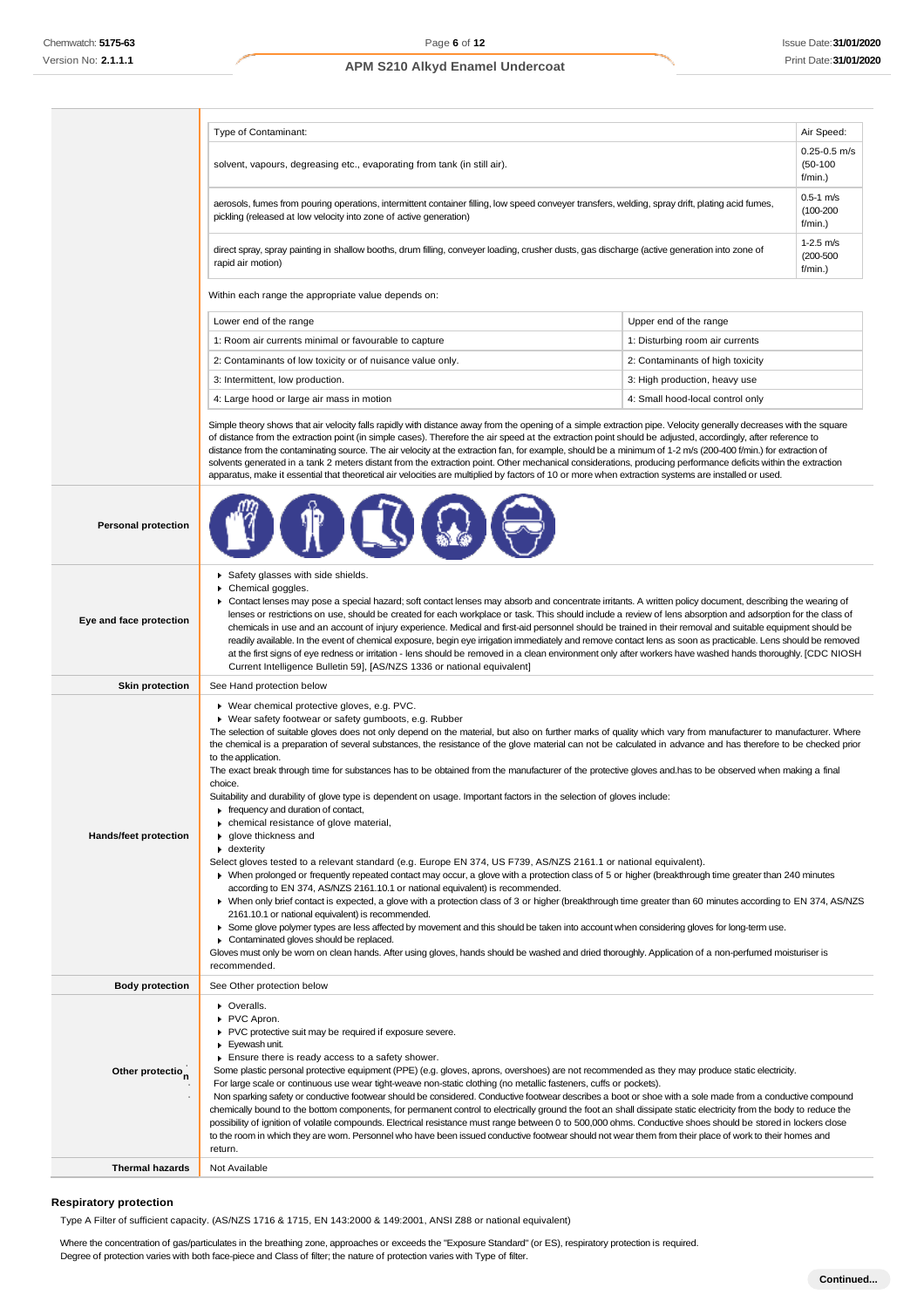| Type of Contaminant: | Air Speed: |
| --- | --- |
| solvent, vapours, degreasing etc., evaporating from tank (in still air). | 0.25-0.5 m/s (50-100 f/min.) |
| aerosols, fumes from pouring operations, intermittent container filling, low speed conveyer transfers, welding, spray drift, plating acid fumes, pickling (released at low velocity into zone of active generation) | 0.5-1 m/s (100-200 f/min.) |
| direct spray, spray painting in shallow booths, drum filling, conveyer loading, crusher dusts, gas discharge (active generation into zone of rapid air motion) | 1-2.5 m/s (200-500 f/min.) |

Within each range the appropriate value depends on:

| Lower end of the range | Upper end of the range |
| --- | --- |
| 1: Room air currents minimal or favourable to capture | 1: Disturbing room air currents |
| 2: Contaminants of low toxicity or of nuisance value only. | 2: Contaminants of high toxicity |
| 3: Intermittent, low production. | 3: High production, heavy use |
| 4: Large hood or large air mass in motion | 4: Small hood-local control only |

Simple theory shows that air velocity falls rapidly with distance away from the opening of a simple extraction pipe. Velocity generally decreases with the square of distance from the extraction point (in simple cases). Therefore the air speed at the extraction point should be adjusted, accordingly, after reference to distance from the contaminating source. The air velocity at the extraction fan, for example, should be a minimum of 1-2 m/s (200-400 f/min) for extraction of solvents generated in a tank 2 meters distant from the extraction point. Other mechanical considerations, producing performance deficits within the extraction apparatus, make it essential that theoretical air velocities are multiplied by factors of 10 or more when extraction systems are installed or used.

**Personal protection**

**Eye and face protection**

- Safety glasses with side shields.
- Chemical goggles.
- Contact lenses may pose a special hazard; soft contact lenses may absorb and concentrate irritants. A written policy document, describing the wearing of lenses or restrictions on use, should be created for each workplace or task. This should include a review of lens absorption and adsorption for the class of chemicals in use and an account of injury experience. Medical and first-aid personnel should be trained in their removal and suitable equipment should be readily available. In the event of chemical exposure, begin eye irrigation immediately and remove contact lens as soon as practicable. Lens should be removed at the first signs of eye redness or irritation - lens should be removed in a clean environment only after workers have washed hands thoroughly. [CDC NIOSH Current Intelligence Bulletin 59], [AS/NZS 1336 or national equivalent]

**Skin protection**

See Hand protection below

**Hands/feet protection**

- Wear chemical protective gloves, e.g. PVC.
- Wear safety footwear or safety gumboots, e.g. Rubber

The selection of suitable gloves does not only depend on the material, but also on further marks of quality which vary from manufacturer to manufacturer. Where the chemical is a preparation of several substances, the resistance of the glove material can not be calculated in advance and has therefore to be checked prior to the application.

The exact break through time for substances has to be obtained from the manufacturer of the protective gloves and.has to be observed when making a final choice.

Suitability and durability of glove type is dependent on usage. Important factors in the selection of gloves include:

- frequency and duration of contact,
- chemical resistance of glove material,
- glove thickness and
- dexterity

Select gloves tested to a relevant standard (e.g. Europe EN 374, US F739, AS/NZS 2161.1 or national equivalent).

- When prolonged or frequently repeated contact may occur, a glove with a protection class of 5 or higher (breakthrough time greater than 240 minutes according to EN 374, AS/NZS 2161.10.1 or national equivalent) is recommended.
- When only brief contact is expected, a glove with a protection class of 3 or higher (breakthrough time greater than 60 minutes according to EN 374, AS/NZS 2161.10.1 or national equivalent) is recommended.
- Some glove polymer types are less affected by movement and this should be taken into account when considering gloves for long-term use.
- Contaminated gloves should be replaced.

Gloves must only be worn on clean hands. After using gloves, hands should be washed and dried thoroughly. Application of a non-perfumed moisturiser is recommended.

**Body protection**

See Other protection below

**Other protection**

- Overalls.
- PVC Apron.
- PVC protective suit may be required if exposure severe.
- Eyewash unit.
- Ensure there is ready access to a safety shower.

Some plastic personal protective equipment (PPE) (e.g. gloves, aprons, overshoes) are not recommended as they may produce static electricity.

For large scale or continuous use wear tight-weave non-static clothing (no metallic fasteners, cuffs or pockets).

Non sparking safety or conductive footwear should be considered. Conductive footwear describes a boot or shoe with a sole made from a conductive compound chemically bound to the bottom components, for permanent control to electrically ground the foot an shall dissipate static electricity from the body to reduce the possibility of ignition of volatile compounds. Electrical resistance must range between 0 to 500,000 ohms. Conductive shoes should be stored in lockers close to the room in which they are worn. Personnel who have been issued conductive footwear should not wear them from their place of work to their homes and return.

**Thermal hazards**

Not Available

## Respiratory protection

Type A Filter of sufficient capacity. (AS/NZS 1716 & 1715, EN 143:2000 & 149:2001, ANSI Z88 or national equivalent)

Where the concentration of gas/particulates in the breathing zone, approaches or exceeds the "Exposure Standard" (or ES), respiratory protection is required.
Degree of protection varies with both face-piece and Class of filter; the nature of protection varies with Type of filter.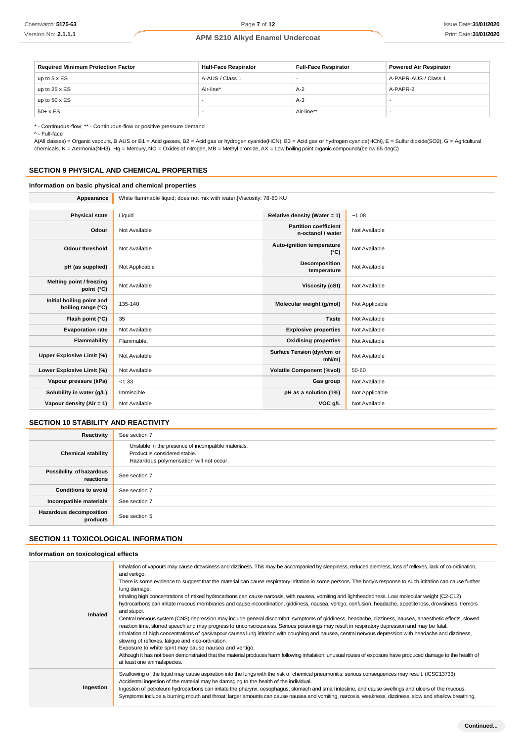| Required Minimum Protection Factor | Half-Face Respirator | Full-Face Respirator | Powered Air Respirator |
|---|---|---|---|
| up to 5 x ES | A-AUS / Class 1 | - | A-PAPR-AUS / Class 1 |
| up to 25 x ES | Air-line* | A-2 | A-PAPR-2 |
| up to 50 x ES | - | A-3 | - |
| 50+ x ES | - | Air-line** | - |

* - Continuous-flow; ** - Continuous-flow or positive pressure demand
^ - Full-face
A(All classes) = Organic vapours, B AUS or B1 = Acid gasses, B2 = Acid gas or hydrogen cyanide(HCN), B3 = Acid gas or hydrogen cyanide(HCN), E = Sulfur dioxide(SO2), G = Agricultural chemicals, K = Ammonia(NH3), Hg = Mercury, NO = Oxides of nitrogen, MB = Methyl bromide, AX = Low boiling point organic compounds(below 65 degC)

## SECTION 9 PHYSICAL AND CHEMICAL PROPERTIES

### Information on basic physical and chemical properties

| Appearance | White flammable liquid; does not mix with water.\|Viscosity: 78-80 KU | | |
|---|---|---|---|
| Physical state | Liquid | Relative density (Water = 1) | ~1.08 |
| Odour | Not Available | Partition coefficient n-octanol / water | Not Available |
| Odour threshold | Not Available | Auto-ignition temperature (°C) | Not Available |
| pH (as supplied) | Not Applicable | Decomposition temperature | Not Available |
| Melting point / freezing point (°C) | Not Available | Viscosity (cSt) | Not Available |
| Initial boiling point and boiling range (°C) | 135-140 | Molecular weight (g/mol) | Not Applicable |
| Flash point (°C) | 35 | Taste | Not Available |
| Evaporation rate | Not Available | Explosive properties | Not Available |
| Flammability | Flammable. | Oxidising properties | Not Available |
| Upper Explosive Limit (%) | Not Available | Surface Tension (dyn/cm or mN/m) | Not Available |
| Lower Explosive Limit (%) | Not Available | Volatile Component (%vol) | 50-60 |
| Vapour pressure (kPa) | <1.33 | Gas group | Not Available |
| Solubility in water (g/L) | Immiscible | pH as a solution (1%) | Not Applicable |
| Vapour density (Air = 1) | Not Available | VOC g/L | Not Available |

## SECTION 10 STABILITY AND REACTIVITY

| Reactivity | See section 7 |
|---|---|
| Chemical stability | Unstable in the presence of incompatible materials.<br>Product is considered stable.<br>Hazardous polymerisation will not occur. |
| Possibility of hazardous reactions | See section 7 |
| Conditions to avoid | See section 7 |
| Incompatible materials | See section 7 |
| Hazardous decomposition products | See section 5 |

## SECTION 11 TOXICOLOGICAL INFORMATION

### Information on toxicological effects

| | |
|---|---|
| Inhaled | Inhalation of vapours may cause drowsiness and dizziness. This may be accompanied by sleepiness, reduced alertness, loss of reflexes, lack of co-ordination, and vertigo.<br>There is some evidence to suggest that the material can cause respiratory irritation in some persons. The body's response to such irritation can cause further lung damage.<br>Inhaling high concentrations of mixed hydrocarbons can cause narcosis, with nausea, vomiting and lightheadedness. Low molecular weight (C2-C12) hydrocarbons can irritate mucous membranes and cause incoordination, giddiness, nausea, vertigo, confusion, headache, appetite loss, drowsiness, tremors and stupor.<br>Central nervous system (CNS) depression may include general discomfort, symptoms of giddiness, headache, dizziness, nausea, anaesthetic effects, slowed reaction time, slurred speech and may progress to unconsciousness. Serious poisonings may result in respiratory depression and may be fatal.<br>Inhalation of high concentrations of gas/vapour causes lung irritation with coughing and nausea, central nervous depression with headache and dizziness, slowing of reflexes, fatigue and inco-ordination.<br>Exposure to white spirit may cause nausea and vertigo.<br>Although it has not been demonstrated that the material produces harm following inhalation, unusual routes of exposure have produced damage to the health of at least one animal species. |
| Ingestion | Swallowing of the liquid may cause aspiration into the lungs with the risk of chemical pneumonitis; serious consequences may result. (ICSC13733)<br>Accidental ingestion of the material may be damaging to the health of the individual.<br>Ingestion of petroleum hydrocarbons can irritate the pharynx, oesophagus, stomach and small intestine, and cause swellings and ulcers of the mucous.<br>Symptoms include a burning mouth and throat; larger amounts can cause nausea and vomiting, narcosis, weakness, dizziness, slow and shallow breathing, |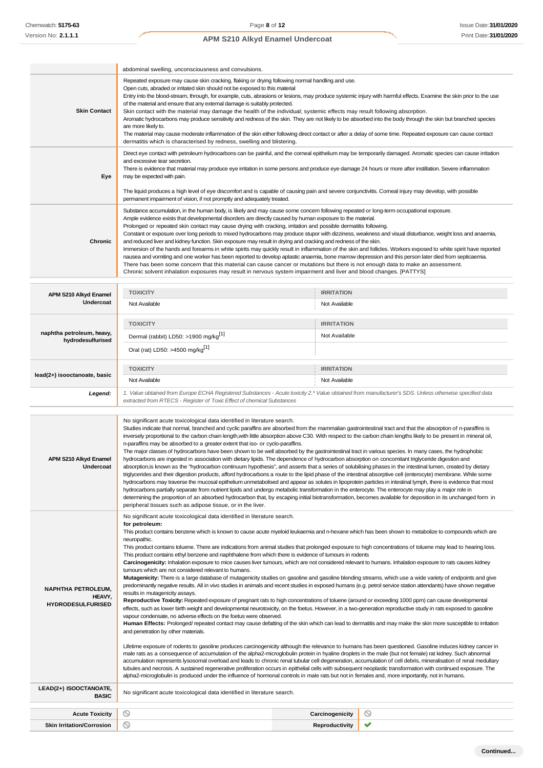| | |
|---|---|
| | abdominal swelling, unconsciousness and convulsions. |
| **Skin Contact** | Repeated exposure may cause skin cracking, flaking or drying following normal handling and use.<br>Open cuts, abraded or irritated skin should not be exposed to this material<br>Entry into the blood-stream, through, for example, cuts, abrasions or lesions, may produce systemic injury with harmful effects. Examine the skin prior to the use of the material and ensure that any external damage is suitably protected.<br>Skin contact with the material may damage the health of the individual; systemic effects may result following absorption.<br>Aromatic hydrocarbons may produce sensitivity and redness of the skin. They are not likely to be absorbed into the body through the skin but branched species are more likely to.<br>The material may cause moderate inflammation of the skin either following direct contact or after a delay of some time. Repeated exposure can cause contact dermatitis which is characterised by redness, swelling and blistering. |
| **Eye** | Direct eye contact with petroleum hydrocarbons can be painful, and the corneal epithelium may be temporarily damaged. Aromatic species can cause irritation and excessive tear secretion.<br>There is evidence that material may produce eye irritation in some persons and produce eye damage 24 hours or more after instillation. Severe inflammation may be expected with pain.<br><br>The liquid produces a high level of eye discomfort and is capable of causing pain and severe conjunctivitis. Corneal injury may develop, with possible permanent impairment of vision, if not promptly and adequately treated. |
| **Chronic** | Substance accumulation, in the human body, is likely and may cause some concern following repeated or long-term occupational exposure.<br>Ample evidence exists that developmental disorders are directly caused by human exposure to the material.<br>Prolonged or repeated skin contact may cause drying with cracking, irritation and possible dermatitis following.<br>Constant or exposure over long periods to mixed hydrocarbons may produce stupor with dizziness, weakness and visual disturbance, weight loss and anaemia, and reduced liver and kidney function. Skin exposure may result in drying and cracking and redness of the skin.<br>Immersion of the hands and forearms in white spirits may quickly result in inflammation of the skin and follicles. Workers exposed to white spirit have reported nausea and vomiting and one worker has been reported to develop aplastic anaemia, bone marrow depression and this person later died from septicaemia.<br>There has been some concern that this material can cause cancer or mutations but there is not enough data to make an assessment.<br>Chronic solvent inhalation exposures may result in nervous system impairment and liver and blood changes. [PATTYS] |

| | TOXICITY | IRRITATION |
|---|---|---|
| **APM S210 Alkyd Enamel Undercoat** | Not Available | Not Available |
| **naphtha petroleum, heavy, hydrodesulfurised** | **TOXICITY** | **IRRITATION** |
| | Dermal (rabbit) LD50: >1900 mg/kg[1] | Not Available |
| | Oral (rat) LD50: >4500 mg/kg[1] | |
| **lead(2+) isooctanoate, basic** | **TOXICITY** | **IRRITATION** |
| | Not Available | Not Available |
| ***Legend:*** | *1. Value obtained from Europe ECHA Registered Substances - Acute toxicity 2.\* Value obtained from manufacturer's SDS. Unless otherwise specified data extracted from RTECS - Register of Toxic Effect of chemical Substances* | |

| | |
|---|---|
| **APM S210 Alkyd Enamel Undercoat** | No significant acute toxicological data identified in literature search.<br>Studies indicate that normal, branched and cyclic paraffins are absorbed from the mammalian gastrointestinal tract and that the absorption of n-paraffins is inversely proportional to the carbon chain length,with little absorption above C30. With respect to the carbon chain lengths likely to be present in mineral oil, n-paraffins may be absorbed to a greater extent that iso- or cyclo-paraffins.<br>The major classes of hydrocarbons have been shown to be well absorbed by the gastrointestinal tract in various species. In many cases, the hydrophobic hydrocarbons are ingested in association with dietary lipids. The dependence of hydrocarbon absorption on concomitant triglyceride digestion and absorption,is known as the "hydrocarbon continuum hypothesis", and asserts that a series of solubilising phases in the intestinal lumen, created by dietary triglycerides and their digestion products, afford hydrocarbons a route to the lipid phase of the intestinal absorptive cell (enterocyte) membrane. While some hydrocarbons may traverse the mucosal epithelium unmetabolised and appear as solutes in lipoprotein particles in intestinal lymph, there is evidence that most hydrocarbons partially separate from nutrient lipids and undergo metabolic transformation in the enterocyte. The enterocyte may play a major role in determining the proportion of an absorbed hydrocarbon that, by escaping initial biotransformation, becomes available for deposition in its unchanged form in peripheral tissues such as adipose tissue, or in the liver. |
| **NAPHTHA PETROLEUM, HEAVY, HYDRODESULFURISED** | No significant acute toxicological data identified in literature search.<br>**for petroleum:**<br>This product contains benzene which is known to cause acute myeloid leukaemia and n-hexane which has been shown to metabolize to compounds which are neuropathic.<br>This product contains toluene. There are indications from animal studies that prolonged exposure to high concentrations of toluene may lead to hearing loss.<br>This product contains ethyl benzene and naphthalene from which there is evidence of tumours in rodents<br>**Carcinogenicity:** Inhalation exposure to mice causes liver tumours, which are not considered relevant to humans. Inhalation exposure to rats causes kidney tumours which are not considered relevant to humans.<br>**Mutagenicity:** There is a large database of mutagenicity studies on gasoline and gasoline blending streams, which use a wide variety of endpoints and give predominantly negative results. All in vivo studies in animals and recent studies in exposed humans (e.g. petrol service station attendants) have shown negative results in mutagenicity assays.<br>**Reproductive Toxicity:** Repeated exposure of pregnant rats to high concentrations of toluene (around or exceeding 1000 ppm) can cause developmental effects, such as lower birth weight and developmental neurotoxicity, on the foetus. However, in a two-generation reproductive study in rats exposed to gasoline vapour condensate, no adverse effects on the foetus were observed.<br>**Human Effects:** Prolonged/ repeated contact may cause defatting of the skin which can lead to dermatitis and may make the skin more susceptible to irritation and penetration by other materials.<br><br>Lifetime exposure of rodents to gasoline produces carcinogenicity although the relevance to humans has been questioned. Gasoline induces kidney cancer in male rats as a consequence of accumulation of the alpha2-microglobulin protein in hyaline droplets in the male (but not female) rat kidney. Such abnormal accumulation represents lysosomal overload and leads to chronic renal tubular cell degeneration, accumulation of cell debris, mineralisation of renal medullary tubules and necrosis. A sustained regenerative proliferation occurs in epithelial cells with subsequent neoplastic transformation with continued exposure. The alpha2-microglobulin is produced under the influence of hormonal controls in male rats but not in females and, more importantly, not in humans. |
| **LEAD(2+) ISOOCTANOATE, BASIC** | No significant acute toxicological data identified in literature search. |

| | | | |
|---|---|---|---|
| **Acute Toxicity** | ⊘ | **Carcinogenicity** | ⊘ |
| **Skin Irritation/Corrosion** | ⊘ | **Reproductivity** | ✔ |

**Continued...**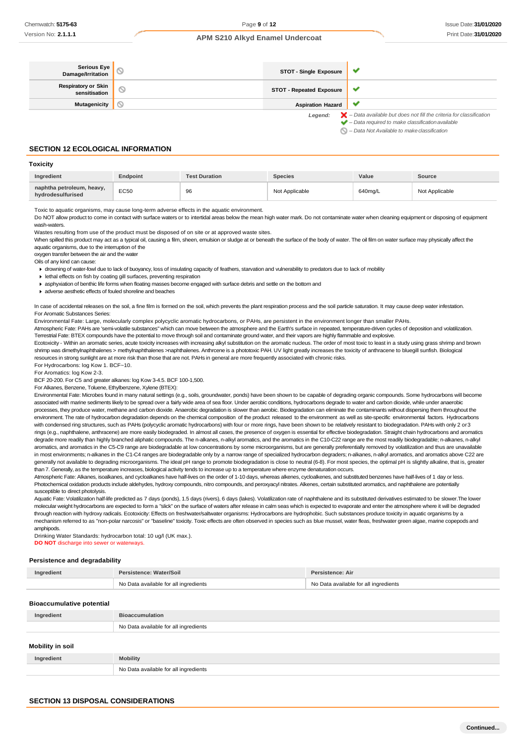| Serious Eye Damage/Irritation | ⊘ | STOT - Single Exposure | ✔ |
|---|---|---|---|
| Respiratory or Skin sensitisation | ⊘ | STOT - Repeated Exposure | ✔ |
| Mutagenicity | ⊘ | Aspiration Hazard | ✔ |

*Legend:*
- ✘ – *Data available but does not fill the criteria for classification*
- ✔ – *Data required to make classification available*
- ⊘ – *Data Not Available to make classification*

## SECTION 12 ECOLOGICAL INFORMATION

### Toxicity

| Ingredient | Endpoint | Test Duration | Species | Value | Source |
|---|---|---|---|---|---|
| naphtha petroleum, heavy, hydrodesulfurised | EC50 | 96 | Not Applicable | 640mg/L | Not Applicable |

Toxic to aquatic organisms, may cause long-term adverse effects in the aquatic environment.
Do NOT allow product to come in contact with surface waters or to intertidal areas below the mean high water mark. Do not contaminate water when cleaning equipment or disposing of equipment wash-waters.
Wastes resulting from use of the product must be disposed of on site or at approved waste sites.
When spilled this product may act as a typical oil, causing a film, sheen, emulsion or sludge at or beneath the surface of the body of water. The oil film on water surface may physically affect the aquatic organisms, due to the interruption of the
oxygen transfer between the air and the water
Oils of any kind can cause:

- drowning of water-fowl due to lack of buoyancy, loss of insulating capacity of feathers, starvation and vulnerability to predators due to lack of mobility
- lethal effects on fish by coating gill surfaces, preventing respiration
- asphyxiation of benthic life forms when floating masses become engaged with surface debris and settle on the bottom and
- adverse aesthetic effects of fouled shoreline and beaches

In case of accidental releases on the soil, a fine film is formed on the soil, which prevents the plant respiration process and the soil particle saturation. It may cause deep water infestation.
For Aromatic Substances Series:
Environmental Fate: Large, molecularly complex polycyclic aromatic hydrocarbons, or PAHs, are persistent in the environment longer than smaller PAHs.
Atmospheric Fate: PAHs are 'semi-volatile substances" which can move between the atmosphere and the Earth's surface in repeated, temperature-driven cycles of deposition and volatilization.
Terrestrial Fate: BTEX compounds have the potential to move through soil and contaminate ground water, and their vapors are highly flammable and explosive.
Ecotoxicity - Within an aromatic series, acute toxicity increases with increasing alkyl substitution on the aromatic nucleus. The order of most toxic to least in a study using grass shrimp and brown shrimp was dimethylnaphthalenes > methylnaphthalenes >naphthalenes. Anthrcene is a phototoxic PAH. UV light greatly increases the toxicity of anthracene to bluegill sunfish. Biological resources in strong sunlight are at more risk than those that are not. PAHs in general are more frequently associated with chronic risks.
For Hydrocarbons: log Kow 1. BCF~10.
For Aromatics: log Kow 2-3.
BCF 20-200. For C5 and greater alkanes: log Kow 3-4.5. BCF 100-1,500.
For Alkanes, Benzene, Toluene, Ethylbenzene, Xylene (BTEX):
Environmental Fate: Microbes found in many natural settings (e.g., soils, groundwater, ponds) have been shown to be capable of degrading organic compounds. Some hydrocarbons will become associated with marine sediments likely to be spread over a fairly wide area of sea floor. Under aerobic conditions, hydrocarbons degrade to water and carbon dioxide, while under anaerobic processes, they produce water, methane and carbon dioxide. Anaerobic degradation is slower than aerobic. Biodegradation can eliminate the contaminants without dispersing them throughout the environment. The rate of hydrocarbon degradation depends on the chemical composition of the product released to the environment as well as site-specific environmental factors. Hydrocarbons with condensed ring structures, such as PAHs (polycyclic aromatic hydrocarbons) with four or more rings, have been shown to be relatively resistant to biodegradation. PAHs with only 2 or 3 rings (e.g., naphthalene, anthracene) are more easily biodegraded. In almost all cases, the presence of oxygen is essential for effective biodegradation. Straight chain hydrocarbons and aromatics degrade more readily than highly branched aliphatic compounds. The n-alkanes, n-alkyl aromatics, and the aromatics in the C10-C22 range are the most readily biodegradable; n-alkanes, n-alkyl aromatics, and aromatics in the C5-C9 range are biodegradable at low concentrations by some microorganisms, but are generally preferentially removed by volatilization and thus are unavailable in most environments; n-alkanes in the C1-C4 ranges are biodegradable only by a narrow range of specialized hydrocarbon degraders; n-alkanes, n-alkyl aromatics, and aromatics above C22 are generally not available to degrading microorganisms. The ideal pH range to promote biodegradation is close to neutral (6-8). For most species, the optimal pH is slightly alkaline, that is, greater than 7. Generally, as the temperature increases, biological activity tends to increase up to a temperature where enzyme denaturation occurs.
Atmospheric Fate: Alkanes, isoalkanes, and cycloalkanes have half-lives on the order of 1-10 days, whereas alkenes, cycloalkenes, and substituted benzenes have half-lives of 1 day or less. Photochemical oxidation products include aldehydes, hydroxy compounds, nitro compounds, and peroxyacyl nitrates. Alkenes, certain substituted aromatics, and naphthalene are potentially susceptible to direct photolysis.
Aquatic Fate: Volatilization half-life predicted as 7 days (ponds), 1.5 days (rivers), 6 days (lakes). Volatilization rate of naphthalene and its substituted derivatives estimated to be slower.The lower molecular weight hydrocarbons are expected to form a "slick" on the surface of waters after release in calm seas which is expected to evaporate and enter the atmosphere where it will be degraded through reaction with hydroxy radicals. Ecotoxicity: Effects on freshwater/saltwater organisms: Hydrocarbons are hydrophobic. Such substances produce toxicity in aquatic organisms by a mechanism referred to as "non-polar narcosis" or "baseline" toxicity. Toxic effects are often observed in species such as blue mussel, water fleas, freshwater green algae, marine copepods and amphipods.
Drinking Water Standards: hydrocarbon total: 10 ug/l (UK max.).
**DO NOT** discharge into sewer or waterways.

### Persistence and degradability

| Ingredient | Persistence: Water/Soil | Persistence: Air |
|---|---|---|
| | No Data available for all ingredients | No Data available for all ingredients |

### Bioaccumulative potential

| Ingredient | Bioaccumulation |
|---|---|
| | No Data available for all ingredients |

### Mobility in soil

| Ingredient | Mobility |
|---|---|
| | No Data available for all ingredients |

## SECTION 13 DISPOSAL CONSIDERATIONS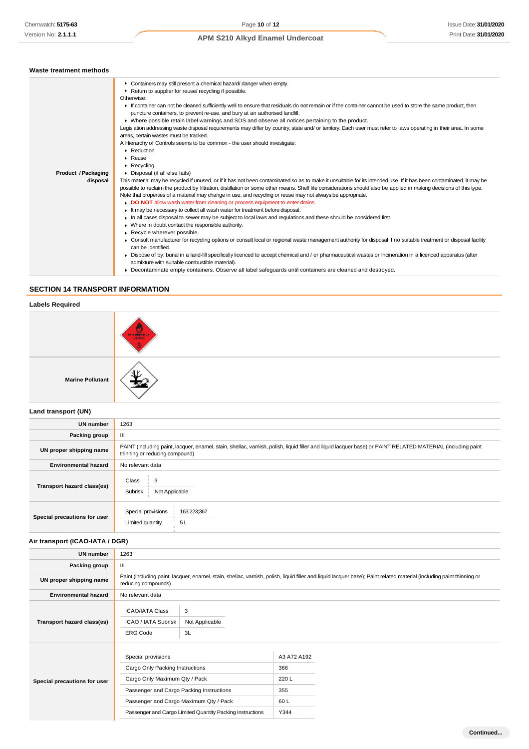### Waste treatment methods

| | |
|---|---|
| **Product / Packaging disposal** | ▸ Containers may still present a chemical hazard/ danger when empty.<br>▸ Return to supplier for reuse/ recycling if possible.<br>Otherwise:<br>▸ If container can not be cleaned sufficiently well to ensure that residuals do not remain or if the container cannot be used to store the same product, then puncture containers, to prevent re-use, and bury at an authorised landfill.<br>▸ Where possible retain label warnings and SDS and observe all notices pertaining to the product.<br>Legislation addressing waste disposal requirements may differ by country, state and/ or territory. Each user must refer to laws operating in their area. In some areas, certain wastes must be tracked.<br>A Hierarchy of Controls seems to be common - the user should investigate:<br>▸ Reduction<br>▸ Reuse<br>▸ Recycling<br>▸ Disposal (if all else fails)<br>This material may be recycled if unused, or if it has not been contaminated so as to make it unsuitable for its intended use. If it has been contaminated, it may be possible to reclaim the product by filtration, distillation or some other means. Shelf life considerations should also be applied in making decisions of this type. Note that properties of a material may change in use, and recycling or reuse may not always be appropriate.<br>▸ **DO NOT** allow wash water from cleaning or process equipment to enter drains.<br>▸ It may be necessary to collect all wash water for treatment before disposal.<br>▸ In all cases disposal to sewer may be subject to local laws and regulations and these should be considered first.<br>▸ Where in doubt contact the responsible authority.<br>▸ Recycle wherever possible.<br>▸ Consult manufacturer for recycling options or consult local or regional waste management authority for disposal if no suitable treatment or disposal facility can be identified.<br>▸ Dispose of by: burial in a land-fill specifically licenced to accept chemical and / or pharmaceutical wastes or Incineration in a licenced apparatus (after admixture with suitable combustible material).<br>▸ Decontaminate empty containers. Observe all label safeguards until containers are cleaned and destroyed. |

## SECTION 14 TRANSPORT INFORMATION

### Labels Required

| | |
|---|---|
| | |
| **Marine Pollutant** | |

### Land transport (UN)

| | |
|---|---|
| **UN number** | 1263 |
| **Packing group** | III |
| **UN proper shipping name** | PAINT (including paint, lacquer, enamel, stain, shellac, varnish, polish, liquid filler and liquid lacquer base) or PAINT RELATED MATERIAL (including paint thinning or reducing compound) |
| **Environmental hazard** | No relevant data |
| **Transport hazard class(es)** | Class: 3<br>Subrisk: Not Applicable |
| **Special precautions for user** | Special provisions: 163;223;367<br>Limited quantity: 5 L |

### Air transport (ICAO-IATA / DGR)

| | |
|---|---|
| **UN number** | 1263 |
| **Packing group** | III |
| **UN proper shipping name** | Paint (including paint, lacquer, enamel, stain, shellac, varnish, polish, liquid filler and liquid lacquer base); Paint related material (including paint thinning or reducing compounds) |
| **Environmental hazard** | No relevant data |
| **Transport hazard class(es)** | ICAO/IATA Class: 3<br>ICAO / IATA Subrisk: Not Applicable<br>ERG Code: 3L |
| **Special precautions for user** | Special provisions: A3 A72 A192<br>Cargo Only Packing Instructions: 366<br>Cargo Only Maximum Qty / Pack: 220 L<br>Passenger and Cargo Packing Instructions: 355<br>Passenger and Cargo Maximum Qty / Pack: 60 L<br>Passenger and Cargo Limited Quantity Packing Instructions: Y344 |

Continued...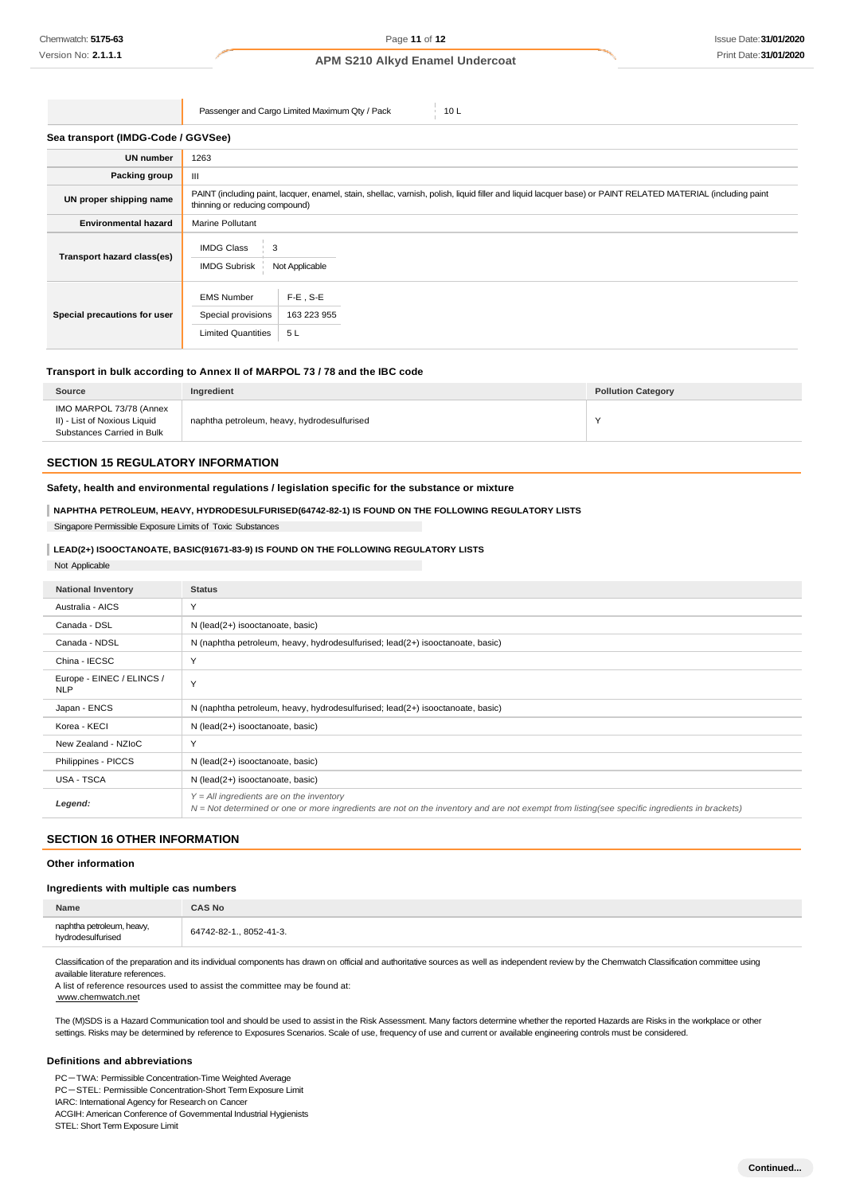| | |
|---|---|
| Passenger and Cargo Limited Maximum Qty / Pack | 10 L |

**Sea transport (IMDG-Code / GGVSee)**

| | |
|---|---|
| **UN number** | 1263 |
| **Packing group** | III |
| **UN proper shipping name** | PAINT (including paint, lacquer, enamel, stain, shellac, varnish, polish, liquid filler and liquid lacquer base) or PAINT RELATED MATERIAL (including paint thinning or reducing compound) |
| **Environmental hazard** | Marine Pollutant |
| **Transport hazard class(es)** | IMDG Class: 3<br>IMDG Subrisk: Not Applicable |
| **Special precautions for user** | EMS Number: F-E , S-E<br>Special provisions: 163 223 955<br>Limited Quantities: 5 L |

**Transport in bulk according to Annex II of MARPOL 73 / 78 and the IBC code**

| Source | Ingredient | Pollution Category |
|---|---|---|
| IMO MARPOL 73/78 (Annex II) - List of Noxious Liquid Substances Carried in Bulk | naphtha petroleum, heavy, hydrodesulfurised | Y |

## SECTION 15 REGULATORY INFORMATION

**Safety, health and environmental regulations / legislation specific for the substance or mixture**

**NAPHTHA PETROLEUM, HEAVY, HYDRODESULFURISED(64742-82-1) IS FOUND ON THE FOLLOWING REGULATORY LISTS**

Singapore Permissible Exposure Limits of Toxic Substances

**LEAD(2+) ISOOCTANOATE, BASIC(91671-83-9) IS FOUND ON THE FOLLOWING REGULATORY LISTS**

Not Applicable

| National Inventory | Status |
|---|---|
| Australia - AICS | Y |
| Canada - DSL | N (lead(2+) isooctanoate, basic) |
| Canada - NDSL | N (naphtha petroleum, heavy, hydrodesulfurised; lead(2+) isooctanoate, basic) |
| China - IECSC | Y |
| Europe - EINEC / ELINCS / NLP | Y |
| Japan - ENCS | N (naphtha petroleum, heavy, hydrodesulfurised; lead(2+) isooctanoate, basic) |
| Korea - KECI | N (lead(2+) isooctanoate, basic) |
| New Zealand - NZIoC | Y |
| Philippines - PICCS | N (lead(2+) isooctanoate, basic) |
| USA - TSCA | N (lead(2+) isooctanoate, basic) |
| *Legend:* | *Y = All ingredients are on the inventory*<br>*N = Not determined or one or more ingredients are not on the inventory and are not exempt from listing(see specific ingredients in brackets)* |

## SECTION 16 OTHER INFORMATION

**Other information**

**Ingredients with multiple cas numbers**

| Name | CAS No |
|---|---|
| naphtha petroleum, heavy, hydrodesulfurised | 64742-82-1., 8052-41-3. |

Classification of the preparation and its individual components has drawn on official and authoritative sources as well as independent review by the Chemwatch Classification committee using available literature references.
A list of reference resources used to assist the committee may be found at:
www.chemwatch.net

The (M)SDS is a Hazard Communication tool and should be used to assist in the Risk Assessment. Many factors determine whether the reported Hazards are Risks in the workplace or other settings. Risks may be determined by reference to Exposures Scenarios. Scale of use, frequency of use and current or available engineering controls must be considered.

**Definitions and abbreviations**

PC－TWA: Permissible Concentration-Time Weighted Average
PC－STEL: Permissible Concentration-Short Term Exposure Limit
IARC: International Agency for Research on Cancer
ACGIH: American Conference of Governmental Industrial Hygienists
STEL: Short Term Exposure Limit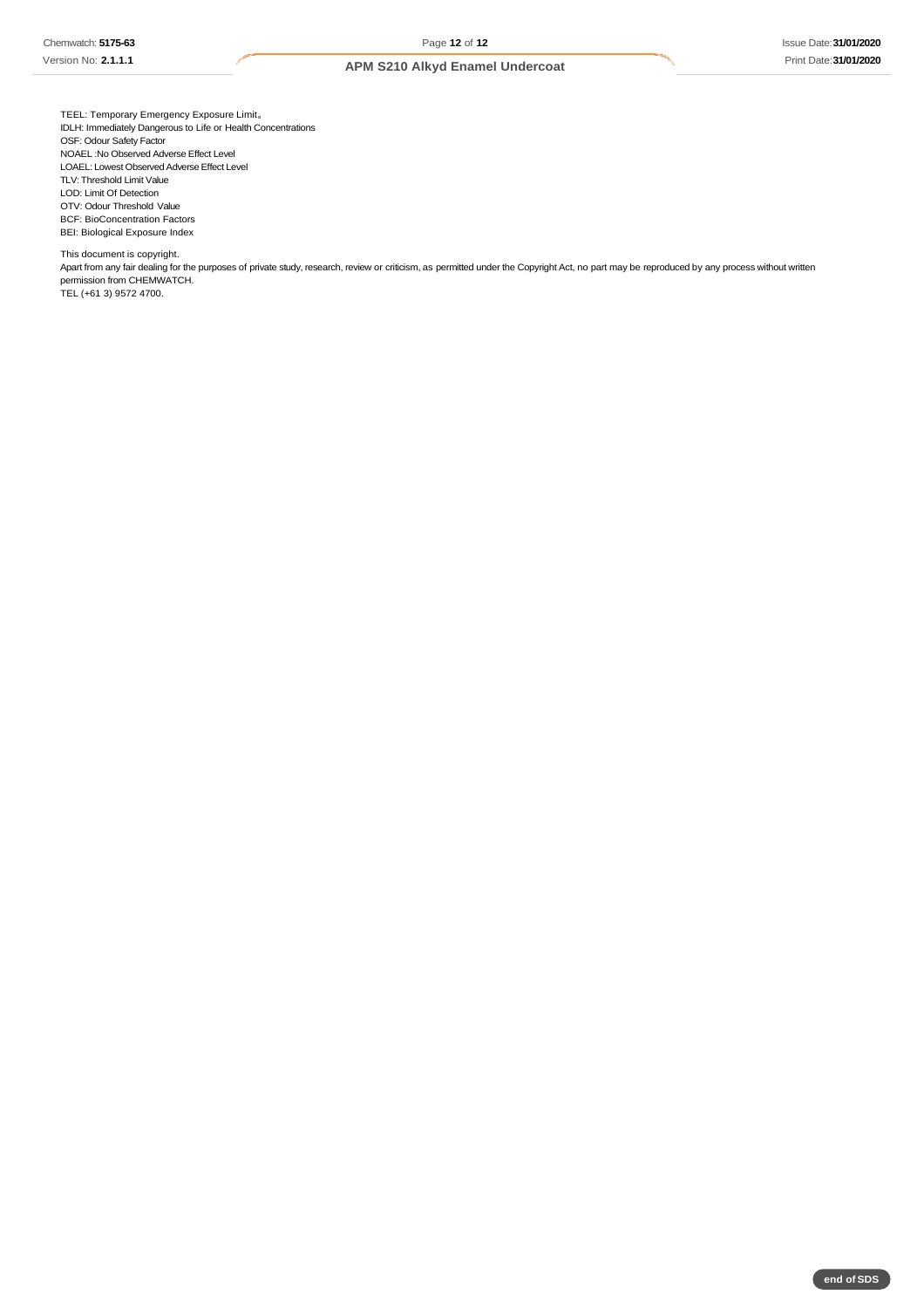TEEL: Temporary Emergency Exposure Limit。
IDLH: Immediately Dangerous to Life or Health Concentrations
OSF: Odour Safety Factor
NOAEL :No Observed Adverse Effect Level
LOAEL: Lowest Observed Adverse Effect Level
TLV: Threshold Limit Value
LOD: Limit Of Detection
OTV: Odour Threshold Value
BCF: BioConcentration Factors
BEI: Biological Exposure Index

This document is copyright.
Apart from any fair dealing for the purposes of private study, research, review or criticism, as permitted under the Copyright Act, no part may be reproduced by any process without written permission from CHEMWATCH.
TEL (+61 3) 9572 4700.

**end of SDS**